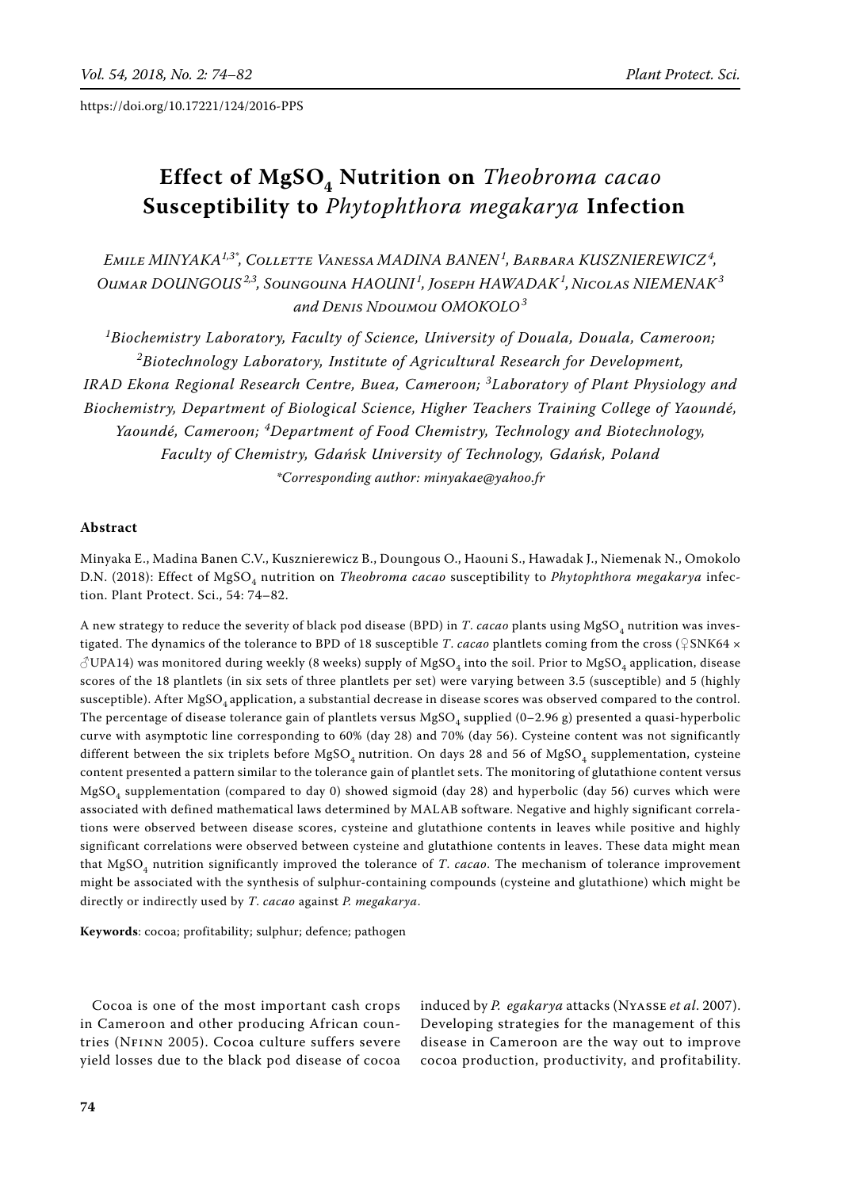https://doi.org/10.17221/124/2016-PPS

# Effect of $MgSO_4$ Nutrition on *Theobroma cacao* Susceptibility to *Phytophthora megakarya* Infection

*Emile MINYAKA*[1,3*], *Collette Vanessa MADINA BANEN*[1], *Barbara KUSZNIEREWICZ*[4], *Oumar DOUNGOUS*[2,3], *Soungouna HAOUNI*[1], *Joseph HAWADAK*[1], *Nicolas NIEMENAK*[3] *and Denis Ndoumou OMOKOLO*[3]

[1]*Biochemistry Laboratory, Faculty of Science, University of Douala, Douala, Cameroon;* [2]*Biotechnology Laboratory, Institute of Agricultural Research for Development, IRAD Ekona Regional Research Centre, Buea, Cameroon;* [3]*Laboratory of Plant Physiology and Biochemistry, Department of Biological Science, Higher Teachers Training College of Yaoundé, Yaoundé, Cameroon;* [4]*Department of Food Chemistry, Technology and Biotechnology, Faculty of Chemistry, Gdańsk University of Technology, Gdańsk, Poland*

*\*Corresponding author: minyakae@yahoo.fr*

### Abstract

Minyaka E., Madina Banen C.V., Kusznierewicz B., Doungous O., Haouni S., Hawadak J., Niemenak N., Omokolo D.N. (2018): Effect of $MgSO_4$ nutrition on *Theobroma cacao* susceptibility to *Phytophthora megakarya* infection. Plant Protect. Sci., 54: 74–82.

A new strategy to reduce the severity of black pod disease (BPD) in *T. cacao* plants using $MgSO_4$ nutrition was investigated. The dynamics of the tolerance to BPD of 18 susceptible *T. cacao* plantlets coming from the cross (♀SNK64 × ♂UPA14) was monitored during weekly (8 weeks) supply of $MgSO_4$ into the soil. Prior to $MgSO_4$ application, disease scores of the 18 plantlets (in six sets of three plantlets per set) were varying between 3.5 (susceptible) and 5 (highly susceptible). After $MgSO_4$ application, a substantial decrease in disease scores was observed compared to the control. The percentage of disease tolerance gain of plantlets versus $MgSO_4$ supplied (0–2.96 g) presented a quasi-hyperbolic curve with asymptotic line corresponding to 60% (day 28) and 70% (day 56). Cysteine content was not significantly different between the six triplets before $MgSO_4$ nutrition. On days 28 and 56 of $MgSO_4$ supplementation, cysteine content presented a pattern similar to the tolerance gain of plantlet sets. The monitoring of glutathione content versus $MgSO_4$ supplementation (compared to day 0) showed sigmoid (day 28) and hyperbolic (day 56) curves which were associated with defined mathematical laws determined by MALAB software. Negative and highly significant correlations were observed between disease scores, cysteine and glutathione contents in leaves while positive and highly significant correlations were observed between cysteine and glutathione contents in leaves. These data might mean that $MgSO_4$ nutrition significantly improved the tolerance of *T. cacao*. The mechanism of tolerance improvement might be associated with the synthesis of sulphur-containing compounds (cysteine and glutathione) which might be directly or indirectly used by *T. cacao* against *P. megakarya*.

**Keywords**: cocoa; profitability; sulphur; defence; pathogen

Cocoa is one of the most important cash crops in Cameroon and other producing African countries (Nfinn 2005). Cocoa culture suffers severe yield losses due to the black pod disease of cocoa induced by *P. egakarya* attacks (Nyasse *et al*. 2007). Developing strategies for the management of this disease in Cameroon are the way out to improve cocoa production, productivity, and profitability.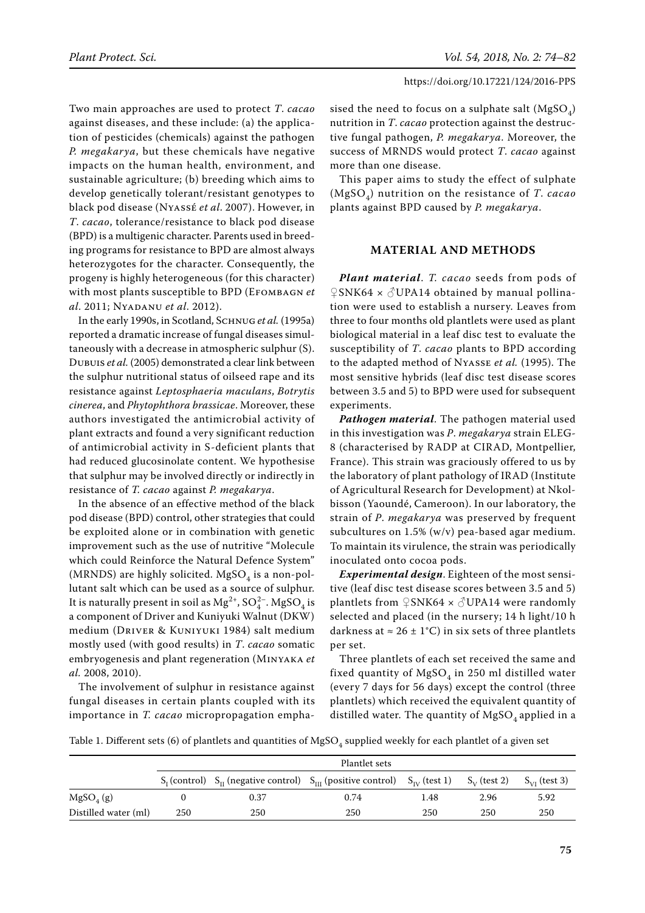Two main approaches are used to protect *T. cacao* against diseases, and these include: (a) the application of pesticides (chemicals) against the pathogen *P. megakarya*, but these chemicals have negative impacts on the human health, environment, and sustainable agriculture; (b) breeding which aims to develop genetically tolerant/resistant genotypes to black pod disease (Nyassé *et al*. 2007). However, in *T. cacao*, tolerance/resistance to black pod disease (BPD) is a multigenic character. Parents used in breeding programs for resistance to BPD are almost always heterozygotes for the character. Consequently, the progeny is highly heterogeneous (for this character) with most plants susceptible to BPD (Efombagn *et al*. 2011; Nyadanu *et al*. 2012).

In the early 1990s, in Scotland, Schnug *et al.* (1995a) reported a dramatic increase of fungal diseases simultaneously with a decrease in atmospheric sulphur (S). Dubuis *et al.* (2005) demonstrated a clear link between the sulphur nutritional status of oilseed rape and its resistance against *Leptosphaeria maculans*, *Botrytis cinerea*, and *Phytophthora brassicae*. Moreover, these authors investigated the antimicrobial activity of plant extracts and found a very significant reduction of antimicrobial activity in S-deficient plants that had reduced glucosinolate content. We hypothesise that sulphur may be involved directly or indirectly in resistance of *T. cacao* against *P. megakarya*.

In the absence of an effective method of the black pod disease (BPD) control, other strategies that could be exploited alone or in combination with genetic improvement such as the use of nutritive "Molecule which could Reinforce the Natural Defence System" (MRNDS) are highly solicited. $MgSO_4$ is a non-pollutant salt which can be used as a source of sulphur. It is naturally present in soil as $Mg^{2+}$, $SO_4^{2-}$. $MgSO_4$ is a component of Driver and Kuniyuki Walnut (DKW) medium (Driver & Kuniyuki 1984) salt medium mostly used (with good results) in *T. cacao* somatic embryogenesis and plant regeneration (Minyaka *et al.* 2008, 2010).

The involvement of sulphur in resistance against fungal diseases in certain plants coupled with its importance in *T. cacao* micropropagation emphasised the need to focus on a sulphate salt ($MgSO_4$) nutrition in *T. cacao* protection against the destructive fungal pathogen, *P. megakarya*. Moreover, the success of MRNDS would protect *T. cacao* against more than one disease.

This paper aims to study the effect of sulphate ($MgSO_4$) nutrition on the resistance of *T. cacao* plants against BPD caused by *P. megakarya*.

## MATERIAL AND METHODS

***Plant material***. *T. cacao* seeds from pods of ♀SNK64 × ♂UPA14 obtained by manual pollination were used to establish a nursery. Leaves from three to four months old plantlets were used as plant biological material in a leaf disc test to evaluate the susceptibility of *T. cacao* plants to BPD according to the adapted method of Nyasse *et al.* (1995). The most sensitive hybrids (leaf disc test disease scores between 3.5 and 5) to BPD were used for subsequent experiments.

***Pathogen material***. The pathogen material used in this investigation was *P. megakarya* strain ELEG-8 (characterised by RADP at CIRAD, Montpellier, France). This strain was graciously offered to us by the laboratory of plant pathology of IRAD (Institute of Agricultural Research for Development) at Nkolbisson (Yaoundé, Cameroon). In our laboratory, the strain of *P. megakarya* was preserved by frequent subcultures on 1.5% (w/v) pea-based agar medium. To maintain its virulence, the strain was periodically inoculated onto cocoa pods.

***Experimental design***. Eighteen of the most sensitive (leaf disc test disease scores between 3.5 and 5) plantlets from ♀SNK64 × ♂UPA14 were randomly selected and placed (in the nursery; 14 h light/10 h darkness at ≈ 26 ± 1°C) in six sets of three plantlets per set.

Three plantlets of each set received the same and fixed quantity of $MgSO_4$ in 250 ml distilled water (every 7 days for 56 days) except the control (three plantlets) which received the equivalent quantity of distilled water. The quantity of $MgSO_4$ applied in a

Table 1. Different sets (6) of plantlets and quantities of $MgSO_4$ supplied weekly for each plantlet of a given set

| | Plantlet sets | | | | | |
|---|---|---|---|---|---|---|
| | $S_I$ (control) | $S_{II}$ (negative control) | $S_{III}$ (positive control) | $S_{IV}$ (test 1) | $S_V$ (test 2) | $S_{VI}$ (test 3) |
| $MgSO_4$ (g) | 0 | 0.37 | 0.74 | 1.48 | 2.96 | 5.92 |
| Distilled water (ml) | 250 | 250 | 250 | 250 | 250 | 250 |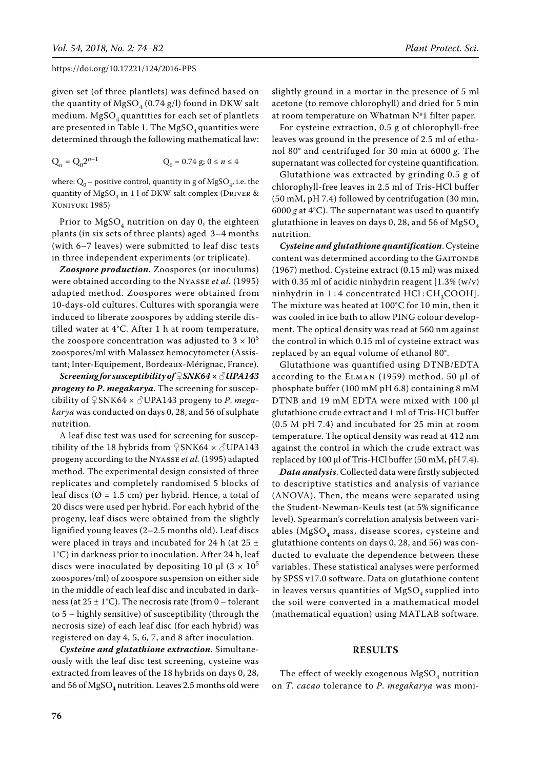given set (of three plantlets) was defined based on the quantity of $MgSO_4$ (0.74 g/l) found in DKW salt medium. $MgSO_4$ quantities for each set of plantlets are presented in Table 1. The $MgSO_4$ quantities were determined through the following mathematical law:

$$Q_n = Q_0 2^{n-1} \qquad Q_0 = 0.74 \text{ g}; 0 \leq n \leq 4$$

where: $Q_0$ – positive control, quantity in g of $MgSO_4$, i.e. the quantity of $MgSO_4$ in 1 l of DKW salt complex (Driver & Kuniyuki 1985)

Prior to $MgSO_4$ nutrition on day 0, the eighteen plants (in six sets of three plants) aged 3–4 months (with 6–7 leaves) were submitted to leaf disc tests in three independent experiments (or triplicate).

***Zoospore production***. Zoospores (or inoculums) were obtained according to the Nyasse *et al.* (1995) adapted method. Zoospores were obtained from 10-days-old cultures. Cultures with sporangia were induced to liberate zoospores by adding sterile distilled water at 4°C. After 1 h at room temperature, the zoospore concentration was adjusted to $3 \times 10^5$ zoospores/ml with Malassez hemocytometer (Assistant; Inter-Equipement, Bordeaux-Mérignac, France).

***Screening for susceptibility of ♀SNK64 × ♂UPA143 progeny to P. megakarya***. The screening for susceptibility of ♀SNK64 × ♂UPA143 progeny to *P. megakarya* was conducted on days 0, 28, and 56 of sulphate nutrition.

A leaf disc test was used for screening for susceptibility of the 18 hybrids from ♀SNK64 × ♂UPA143 progeny according to the Nyasse *et al.* (1995) adapted method. The experimental design consisted of three replicates and completely randomised 5 blocks of leaf discs (Ø = 1.5 cm) per hybrid. Hence, a total of 20 discs were used per hybrid. For each hybrid of the progeny, leaf discs were obtained from the slightly lignified young leaves (2–2.5 months old). Leaf discs were placed in trays and incubated for 24 h (at 25 ± 1°C) in darkness prior to inoculation. After 24 h, leaf discs were inoculated by depositing 10 µl ($3 \times 10^5$ zoospores/ml) of zoospore suspension on either side in the middle of each leaf disc and incubated in darkness (at 25 ± 1°C). The necrosis rate (from 0 – tolerant to 5 – highly sensitive) of susceptibility (through the necrosis size) of each leaf disc (for each hybrid) was registered on day 4, 5, 6, 7, and 8 after inoculation.

***Cysteine and glutathione extraction***. Simultaneously with the leaf disc test screening, cysteine was extracted from leaves of the 18 hybrids on days 0, 28, and 56 of $MgSO_4$ nutrition. Leaves 2.5 months old were slightly ground in a mortar in the presence of 5 ml acetone (to remove chlorophyll) and dried for 5 min at room temperature on Whatman Nº1 filter paper.

For cysteine extraction, 0.5 g of chlorophyll-free leaves was ground in the presence of 2.5 ml of ethanol 80° and centrifuged for 30 min at 6000 *g*. The supernatant was collected for cysteine quantification.

Glutathione was extracted by grinding 0.5 g of chlorophyll-free leaves in 2.5 ml of Tris-HCl buffer (50 mM, pH 7.4) followed by centrifugation (30 min, 6000 *g* at 4°C). The supernatant was used to quantify glutathione in leaves on days 0, 28, and 56 of $MgSO_4$ nutrition.

***Cysteine and glutathione quantification***. Cysteine content was determined according to the Gaitonde (1967) method. Cysteine extract (0.15 ml) was mixed with 0.35 ml of acidic ninhydrin reagent [1.3% (w/v) ninhydrin in 1 : 4 concentrated $HCl : CH_3COOH$]. The mixture was heated at 100°C for 10 min, then it was cooled in ice bath to allow PING colour development. The optical density was read at 560 nm against the control in which 0.15 ml of cysteine extract was replaced by an equal volume of ethanol 80°.

Glutathione was quantified using DTNB/EDTA according to the Elman (1959) method. 50 µl of phosphate buffer (100 mM pH 6.8) containing 8 mM DTNB and 19 mM EDTA were mixed with 100 µl glutathione crude extract and 1 ml of Tris-HCl buffer (0.5 M pH 7.4) and incubated for 25 min at room temperature. The optical density was read at 412 nm against the control in which the crude extract was replaced by 100 µl of Tris-HCl buffer (50 mM, pH 7.4).

***Data analysis***. Collected data were firstly subjected to descriptive statistics and analysis of variance (ANOVA). Then, the means were separated using the Student-Newman-Keuls test (at 5% significance level). Spearman's correlation analysis between variables ($MgSO_4$ mass, disease scores, cysteine and glutathione contents on days 0, 28, and 56) was conducted to evaluate the dependence between these variables. These statistical analyses were performed by SPSS v17.0 software. Data on glutathione content in leaves versus quantities of $MgSO_4$ supplied into the soil were converted in a mathematical model (mathematical equation) using MATLAB software.

## RESULTS

The effect of weekly exogenous $MgSO_4$ nutrition on *T. cacao* tolerance to *P. megakarya* was moni-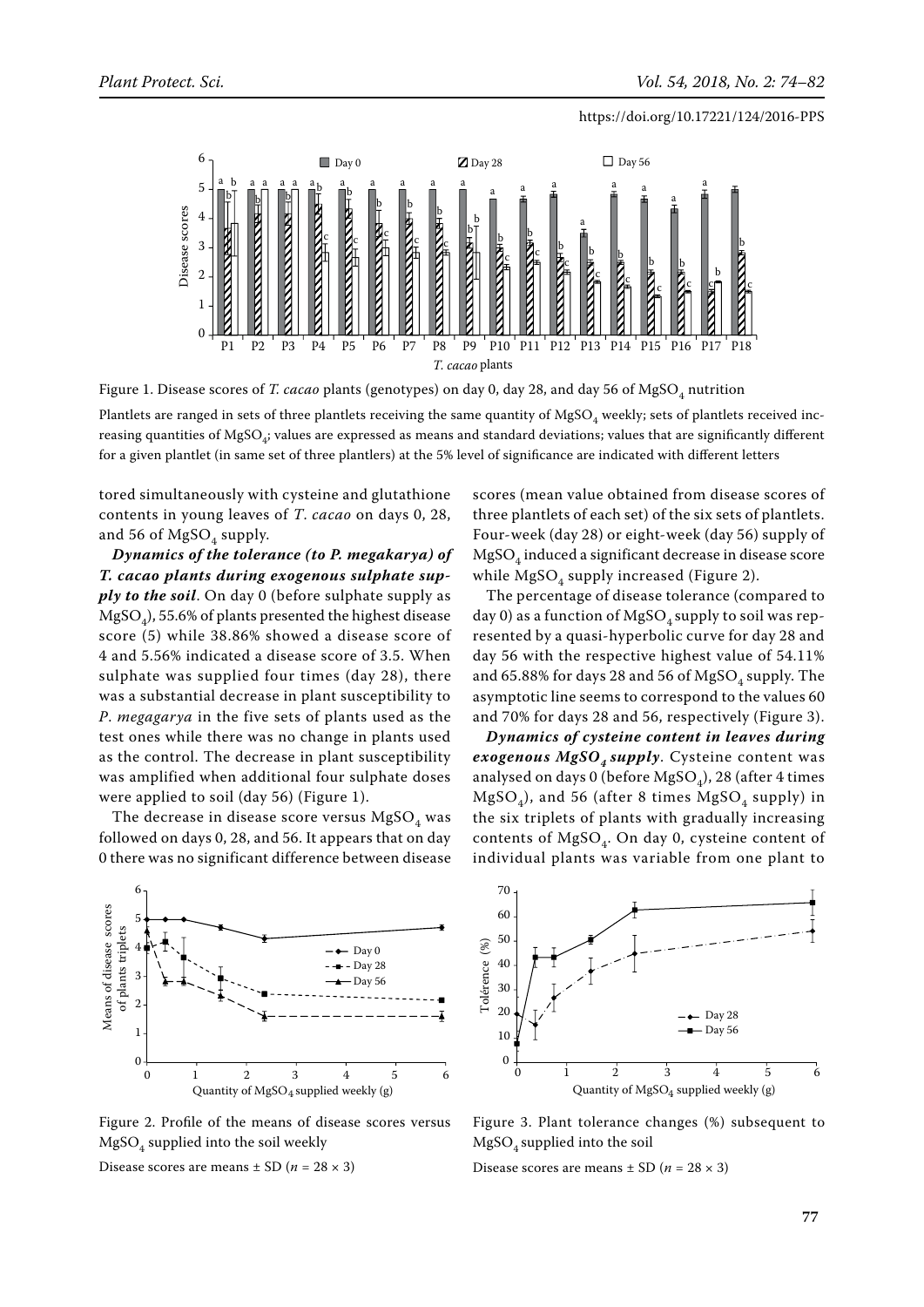Figure 1. Disease scores of *T. cacao* plants (genotypes) on day 0, day 28, and day 56 of $MgSO_4$ nutrition

Plantlets are ranged in sets of three plantlets receiving the same quantity of $MgSO_4$ weekly; sets of plantlets received increasing quantities of $MgSO_4$; values are expressed as means and standard deviations; values that are significantly different for a given plantlet (in same set of three plantlers) at the 5% level of significance are indicated with different letters

tored simultaneously with cysteine and glutathione contents in young leaves of *T. cacao* on days 0, 28, and 56 of $MgSO_4$ supply.

***Dynamics of the tolerance (to P. megakarya) of T. cacao plants during exogenous sulphate supply to the soil***. On day 0 (before sulphate supply as $MgSO_4$), 55.6% of plants presented the highest disease score (5) while 38.86% showed a disease score of 4 and 5.56% indicated a disease score of 3.5. When sulphate was supplied four times (day 28), there was a substantial decrease in plant susceptibility to *P. megagarya* in the five sets of plants used as the test ones while there was no change in plants used as the control. The decrease in plant susceptibility was amplified when additional four sulphate doses were applied to soil (day 56) (Figure 1).

The decrease in disease score versus $MgSO_4$ was followed on days 0, 28, and 56. It appears that on day 0 there was no significant difference between disease scores (mean value obtained from disease scores of three plantlets of each set) of the six sets of plantlets. Four-week (day 28) or eight-week (day 56) supply of $MgSO_4$ induced a significant decrease in disease score while $MgSO_4$ supply increased (Figure 2).

The percentage of disease tolerance (compared to day 0) as a function of $MgSO_4$ supply to soil was represented by a quasi-hyperbolic curve for day 28 and day 56 with the respective highest value of 54.11% and 65.88% for days 28 and 56 of $MgSO_4$ supply. The asymptotic line seems to correspond to the values 60 and 70% for days 28 and 56, respectively (Figure 3).

***Dynamics of cysteine content in leaves during exogenous $MgSO_4$ supply***. Cysteine content was analysed on days 0 (before $MgSO_4$), 28 (after 4 times $MgSO_4$), and 56 (after 8 times $MgSO_4$ supply) in the six triplets of plants with gradually increasing contents of $MgSO_4$. On day 0, cysteine content of individual plants was variable from one plant to

Figure 2. Profile of the means of disease scores versus $MgSO_4$ supplied into the soil weekly

Disease scores are means ± SD ($n$ = 28 × 3)

Figure 3. Plant tolerance changes (%) subsequent to $MgSO_4$ supplied into the soil

Disease scores are means ± SD ($n$ = 28 × 3)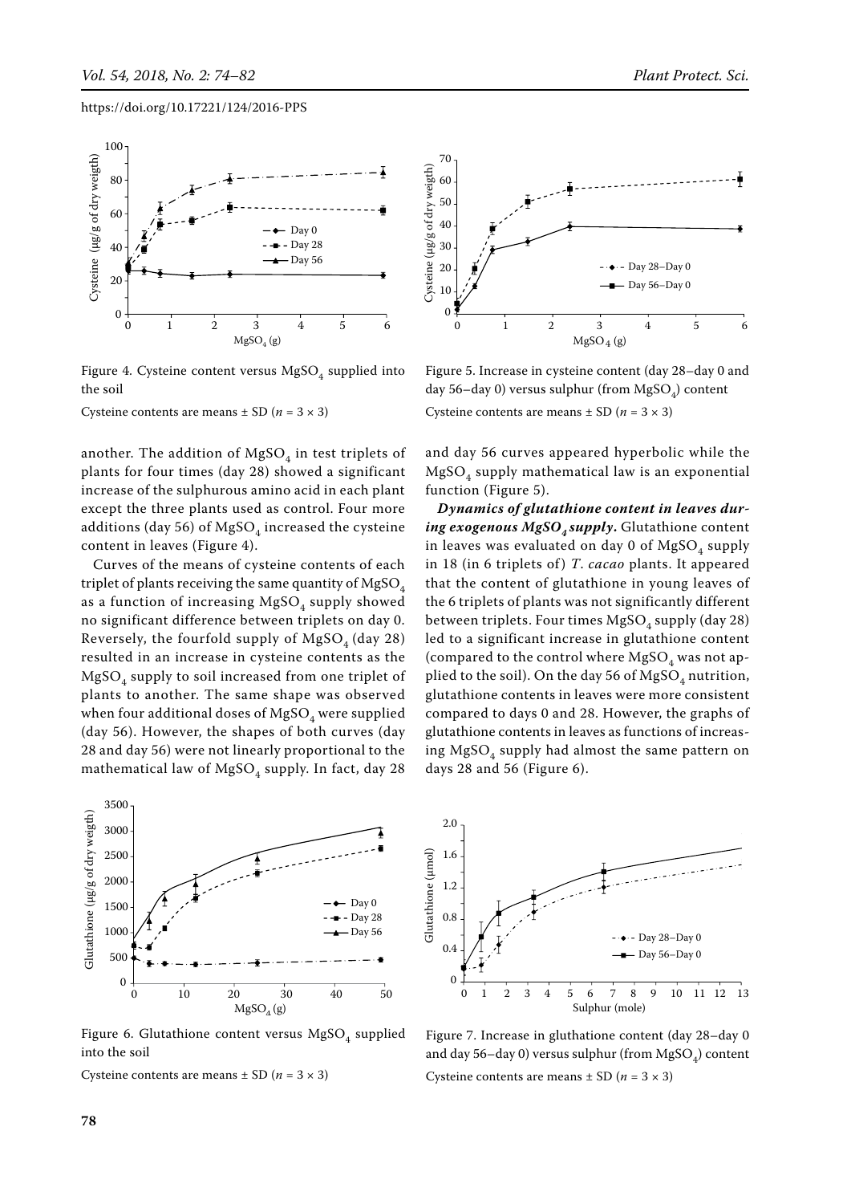Figure 4. Cysteine content versus $MgSO_4$ supplied into the soil

Cysteine contents are means ± SD ($n = 3 \times 3$)

Figure 5. Increase in cysteine content (day 28–day 0 and day 56–day 0) versus sulphur (from $MgSO_4$) content

Cysteine contents are means ± SD ($n = 3 \times 3$)

another. The addition of $MgSO_4$ in test triplets of plants for four times (day 28) showed a significant increase of the sulphurous amino acid in each plant except the three plants used as control. Four more additions (day 56) of $MgSO_4$ increased the cysteine content in leaves (Figure 4).

Curves of the means of cysteine contents of each triplet of plants receiving the same quantity of $MgSO_4$ as a function of increasing $MgSO_4$ supply showed no significant difference between triplets on day 0. Reversely, the fourfold supply of $MgSO_4$ (day 28) resulted in an increase in cysteine contents as the $MgSO_4$ supply to soil increased from one triplet of plants to another. The same shape was observed when four additional doses of $MgSO_4$ were supplied (day 56). However, the shapes of both curves (day 28 and day 56) were not linearly proportional to the mathematical law of $MgSO_4$ supply. In fact, day 28 and day 56 curves appeared hyperbolic while the $MgSO_4$ supply mathematical law is an exponential function (Figure 5).

***Dynamics of glutathione content in leaves during exogenous $MgSO_4$ supply.*** Glutathione content in leaves was evaluated on day 0 of $MgSO_4$ supply in 18 (in 6 triplets of) *T. cacao* plants. It appeared that the content of glutathione in young leaves of the 6 triplets of plants was not significantly different between triplets. Four times $MgSO_4$ supply (day 28) led to a significant increase in glutathione content (compared to the control where $MgSO_4$ was not applied to the soil). On the day 56 of $MgSO_4$ nutrition, glutathione contents in leaves were more consistent compared to days 0 and 28. However, the graphs of glutathione contents in leaves as functions of increasing $MgSO_4$ supply had almost the same pattern on days 28 and 56 (Figure 6).

Figure 6. Glutathione content versus $MgSO_4$ supplied into the soil

Cysteine contents are means ± SD ($n = 3 \times 3$)

Figure 7. Increase in gluthatione content (day 28–day 0 and day 56–day 0) versus sulphur (from $MgSO_4$) content

Cysteine contents are means ± SD ($n = 3 \times 3$)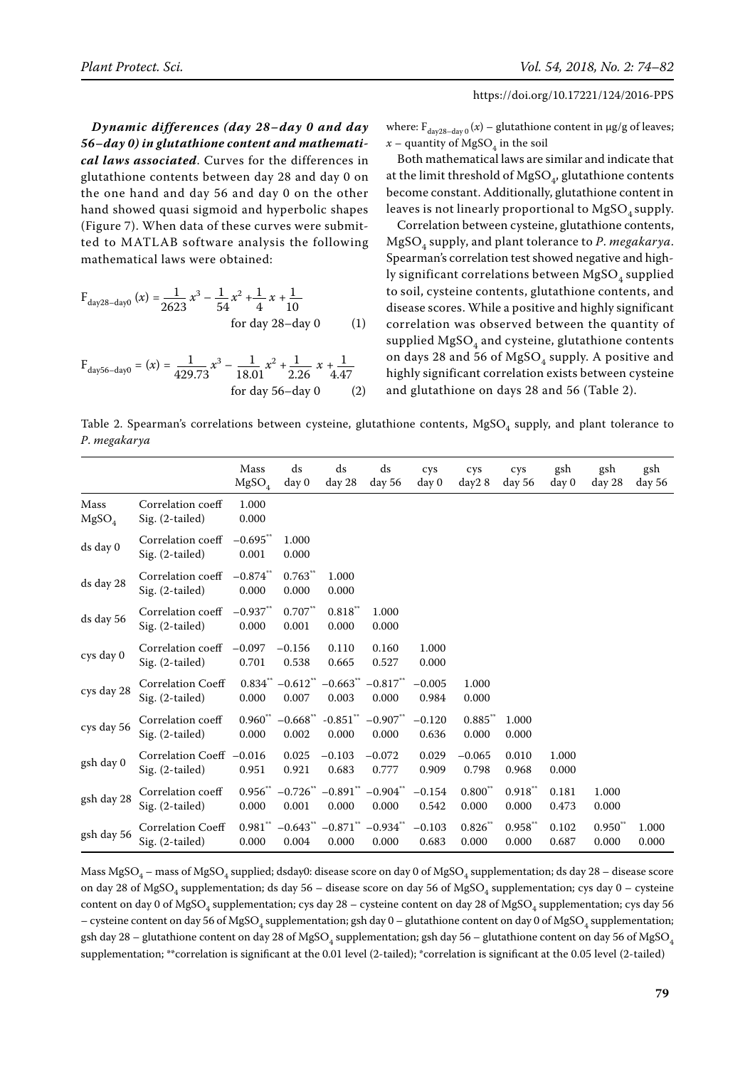***Dynamic differences (day 28–day 0 and day 56–day 0) in glutathione content and mathematical laws associated***. Curves for the differences in glutathione contents between day 28 and day 0 on the one hand and day 56 and day 0 on the other hand showed quasi sigmoid and hyperbolic shapes (Figure 7). When data of these curves were submitted to MATLAB software analysis the following mathematical laws were obtained:

$$F_{day28-day0}(x) = \frac{1}{2623}x^3 - \frac{1}{54}x^2 + \frac{1}{4}x + \frac{1}{10} \quad \text{for day 28–day 0} \qquad (1)$$

$$F_{day56-day0} = (x) = \frac{1}{429.73}x^3 - \frac{1}{18.01}x^2 + \frac{1}{2.26}x + \frac{1}{4.47} \quad \text{for day 56–day 0} \qquad (2)$$

where: $F_{day28-day\,0}(x)$ – glutathione content in µg/g of leaves; $x$ – quantity of $MgSO_4$ in the soil

Both mathematical laws are similar and indicate that at the limit threshold of $MgSO_4$, glutathione contents become constant. Additionally, glutathione content in leaves is not linearly proportional to $MgSO_4$ supply.

Correlation between cysteine, glutathione contents, $MgSO_4$ supply, and plant tolerance to *P. megakarya*. Spearman's correlation test showed negative and highly significant correlations between $MgSO_4$ supplied to soil, cysteine contents, glutathione contents, and disease scores. While a positive and highly significant correlation was observed between the quantity of supplied $MgSO_4$ and cysteine, glutathione contents on days 28 and 56 of $MgSO_4$ supply. A positive and highly significant correlation exists between cysteine and glutathione on days 28 and 56 (Table 2).

Table 2. Spearman's correlations between cysteine, glutathione contents, $MgSO_4$ supply, and plant tolerance to *P. megakarya*

| | | Mass $MgSO_4$ | ds day 0 | ds day 28 | ds day 56 | cys day 0 | cys day2 8 | cys day 56 | gsh day 0 | gsh day 28 | gsh day 56 |
|---|---|---|---|---|---|---|---|---|---|---|---|
| Mass $MgSO_4$ | Correlation coeff | 1.000 | | | | | | | | | |
| | Sig. (2-tailed) | 0.000 | | | | | | | | | |
| ds day 0 | Correlation coeff | −0.695** | 1.000 | | | | | | | | |
| | Sig. (2-tailed) | 0.001 | 0.000 | | | | | | | | |
| ds day 28 | Correlation coeff | −0.874** | 0.763** | 1.000 | | | | | | | |
| | Sig. (2-tailed) | 0.000 | 0.000 | 0.000 | | | | | | | |
| ds day 56 | Correlation coeff | −0.937** | 0.707** | 0.818** | 1.000 | | | | | | |
| | Sig. (2-tailed) | 0.000 | 0.001 | 0.000 | 0.000 | | | | | | |
| cys day 0 | Correlation coeff | −0.097 | −0.156 | 0.110 | 0.160 | 1.000 | | | | | |
| | Sig. (2-tailed) | 0.701 | 0.538 | 0.665 | 0.527 | 0.000 | | | | | |
| cys day 28 | Correlation Coeff | 0.834** | −0.612** | −0.663** | −0.817** | −0.005 | 1.000 | | | | |
| | Sig. (2-tailed) | 0.000 | 0.007 | 0.003 | 0.000 | 0.984 | 0.000 | | | | |
| cys day 56 | Correlation coeff | 0.960** | −0.668** | -0.851** | −0.907** | −0.120 | 0.885** | 1.000 | | | |
| | Sig. (2-tailed) | 0.000 | 0.002 | 0.000 | 0.000 | 0.636 | 0.000 | 0.000 | | | |
| gsh day 0 | Correlation Coeff | −0.016 | 0.025 | −0.103 | −0.072 | 0.029 | −0.065 | 0.010 | 1.000 | | |
| | Sig. (2-tailed) | 0.951 | 0.921 | 0.683 | 0.777 | 0.909 | 0.798 | 0.968 | 0.000 | | |
| gsh day 28 | Correlation coeff | 0.956** | −0.726** | −0.891** | −0.904** | −0.154 | 0.800** | 0.918** | 0.181 | 1.000 | |
| | Sig. (2-tailed) | 0.000 | 0.001 | 0.000 | 0.000 | 0.542 | 0.000 | 0.000 | 0.473 | 0.000 | |
| gsh day 56 | Correlation Coeff | 0.981** | −0.643** | −0.871** | −0.934** | −0.103 | 0.826** | 0.958** | 0.102 | 0.950** | 1.000 |
| | Sig. (2-tailed) | 0.000 | 0.004 | 0.000 | 0.000 | 0.683 | 0.000 | 0.000 | 0.687 | 0.000 | 0.000 |

Mass $MgSO_4$ – mass of $MgSO_4$ supplied; dsday0: disease score on day 0 of $MgSO_4$ supplementation; ds day 28 – disease score on day 28 of $MgSO_4$ supplementation; ds day 56 – disease score on day 56 of $MgSO_4$ supplementation; cys day 0 – cysteine content on day 0 of $MgSO_4$ supplementation; cys day 28 – cysteine content on day 28 of $MgSO_4$ supplementation; cys day 56 – cysteine content on day 56 of $MgSO_4$ supplementation; gsh day 0 – glutathione content on day 0 of $MgSO_4$ supplementation; gsh day 28 – glutathione content on day 28 of $MgSO_4$ supplementation; gsh day 56 – glutathione content on day 56 of $MgSO_4$ supplementation; **correlation is significant at the 0.01 level (2-tailed); *correlation is significant at the 0.05 level (2-tailed)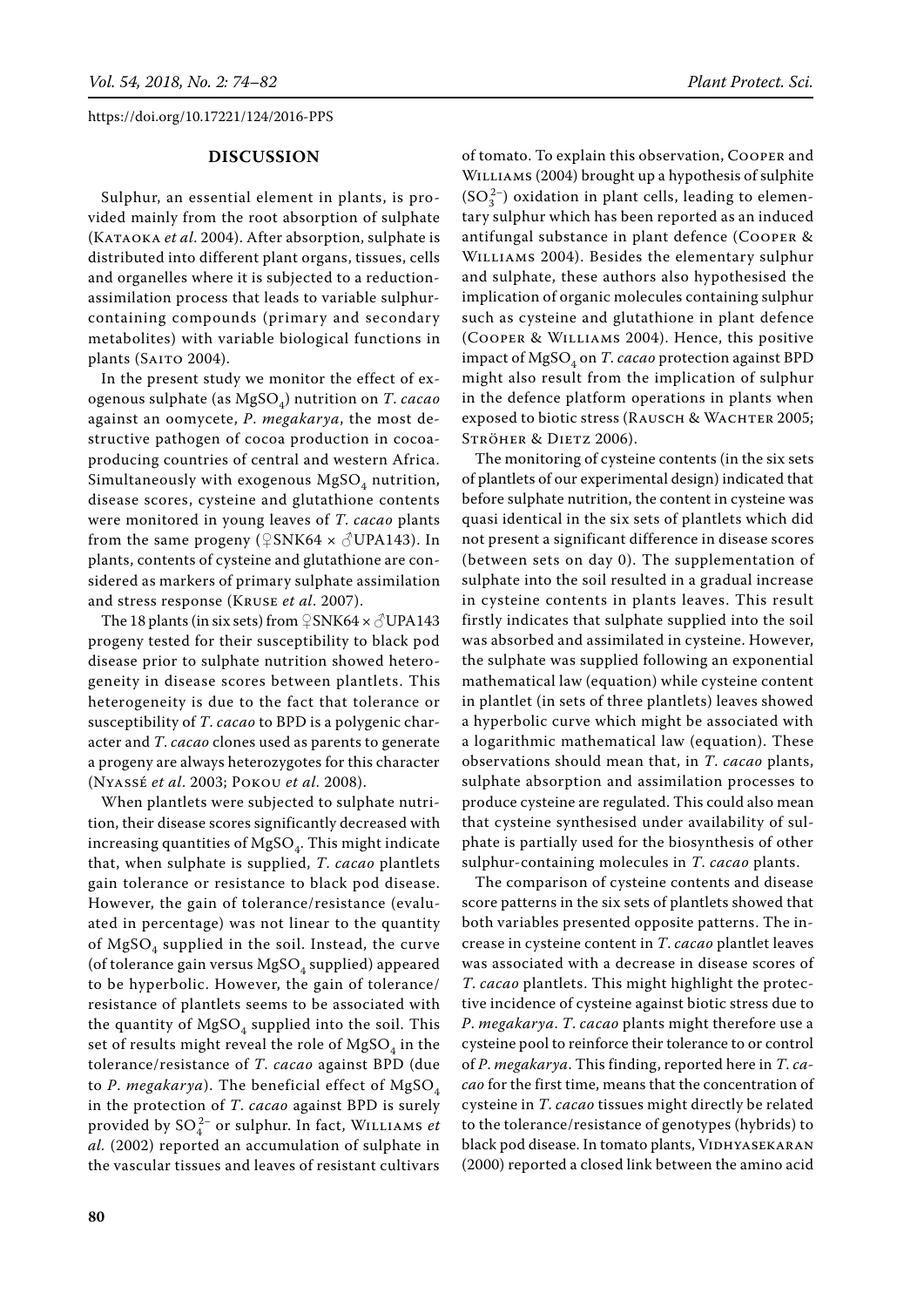## DISCUSSION

Sulphur, an essential element in plants, is provided mainly from the root absorption of sulphate (Kataoka *et al*. 2004). After absorption, sulphate is distributed into different plant organs, tissues, cells and organelles where it is subjected to a reduction-assimilation process that leads to variable sulphur-containing compounds (primary and secondary metabolites) with variable biological functions in plants (Saito 2004).

In the present study we monitor the effect of exogenous sulphate (as $MgSO_4$) nutrition on *T. cacao* against an oomycete, *P. megakarya*, the most destructive pathogen of cocoa production in cocoa-producing countries of central and western Africa. Simultaneously with exogenous $MgSO_4$ nutrition, disease scores, cysteine and glutathione contents were monitored in young leaves of *T. cacao* plants from the same progeny (♀SNK64 × ♂UPA143). In plants, contents of cysteine and glutathione are considered as markers of primary sulphate assimilation and stress response (Kruse *et al*. 2007).

The 18 plants (in six sets) from ♀SNK64 × ♂UPA143 progeny tested for their susceptibility to black pod disease prior to sulphate nutrition showed heterogeneity in disease scores between plantlets. This heterogeneity is due to the fact that tolerance or susceptibility of *T. cacao* to BPD is a polygenic character and *T. cacao* clones used as parents to generate a progeny are always heterozygotes for this character (Nyassé *et al*. 2003; Pokou *et al*. 2008).

When plantlets were subjected to sulphate nutrition, their disease scores significantly decreased with increasing quantities of $MgSO_4$. This might indicate that, when sulphate is supplied, *T. cacao* plantlets gain tolerance or resistance to black pod disease. However, the gain of tolerance/resistance (evaluated in percentage) was not linear to the quantity of $MgSO_4$ supplied in the soil. Instead, the curve (of tolerance gain versus $MgSO_4$ supplied) appeared to be hyperbolic. However, the gain of tolerance/resistance of plantlets seems to be associated with the quantity of $MgSO_4$ supplied into the soil. This set of results might reveal the role of $MgSO_4$ in the tolerance/resistance of *T. cacao* against BPD (due to *P. megakarya*). The beneficial effect of $MgSO_4$ in the protection of *T. cacao* against BPD is surely provided by $SO_4^{2-}$ or sulphur. In fact, Williams *et al.* (2002) reported an accumulation of sulphate in the vascular tissues and leaves of resistant cultivars of tomato. To explain this observation, Cooper and Williams (2004) brought up a hypothesis of sulphite ($SO_3^{2-}$) oxidation in plant cells, leading to elementary sulphur which has been reported as an induced antifungal substance in plant defence (Cooper & Williams 2004). Besides the elementary sulphur and sulphate, these authors also hypothesised the implication of organic molecules containing sulphur such as cysteine and glutathione in plant defence (Cooper & Williams 2004). Hence, this positive impact of $MgSO_4$ on *T. cacao* protection against BPD might also result from the implication of sulphur in the defence platform operations in plants when exposed to biotic stress (Rausch & Wachter 2005; Ströher & Dietz 2006).

The monitoring of cysteine contents (in the six sets of plantlets of our experimental design) indicated that before sulphate nutrition, the content in cysteine was quasi identical in the six sets of plantlets which did not present a significant difference in disease scores (between sets on day 0). The supplementation of sulphate into the soil resulted in a gradual increase in cysteine contents in plants leaves. This result firstly indicates that sulphate supplied into the soil was absorbed and assimilated in cysteine. However, the sulphate was supplied following an exponential mathematical law (equation) while cysteine content in plantlet (in sets of three plantlets) leaves showed a hyperbolic curve which might be associated with a logarithmic mathematical law (equation). These observations should mean that, in *T. cacao* plants, sulphate absorption and assimilation processes to produce cysteine are regulated. This could also mean that cysteine synthesised under availability of sulphate is partially used for the biosynthesis of other sulphur-containing molecules in *T. cacao* plants.

The comparison of cysteine contents and disease score patterns in the six sets of plantlets showed that both variables presented opposite patterns. The increase in cysteine content in *T. cacao* plantlet leaves was associated with a decrease in disease scores of *T. cacao* plantlets. This might highlight the protective incidence of cysteine against biotic stress due to *P. megakarya*. *T. cacao* plants might therefore use a cysteine pool to reinforce their tolerance to or control of *P. megakarya*. This finding, reported here in *T. cacao* for the first time, means that the concentration of cysteine in *T. cacao* tissues might directly be related to the tolerance/resistance of genotypes (hybrids) to black pod disease. In tomato plants, Vidhyasekaran (2000) reported a closed link between the amino acid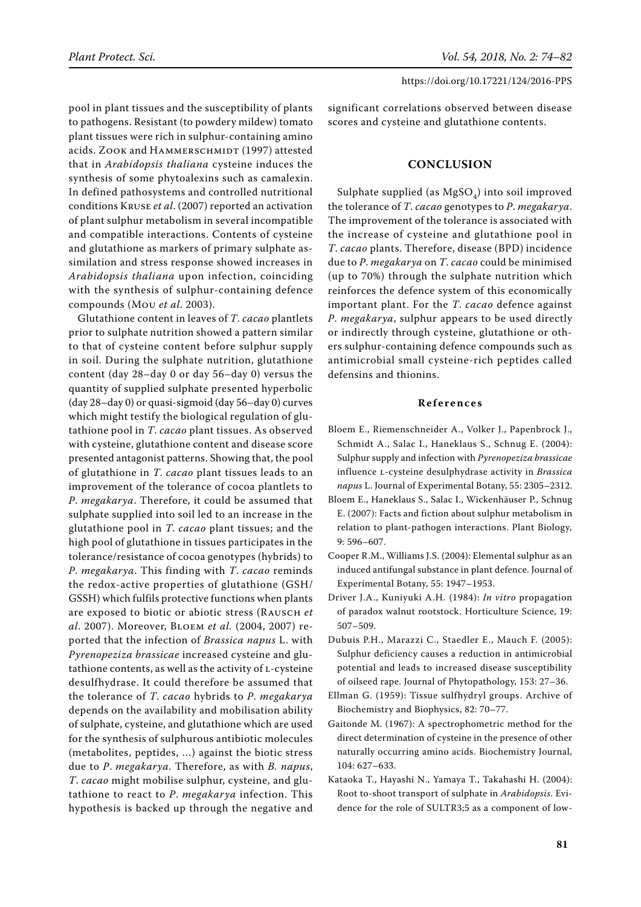pool in plant tissues and the susceptibility of plants to pathogens. Resistant (to powdery mildew) tomato plant tissues were rich in sulphur-containing amino acids. Zook and Hammerschmidt (1997) attested that in *Arabidopsis thaliana* cysteine induces the synthesis of some phytoalexins such as camalexin. In defined pathosystems and controlled nutritional conditions Kruse *et al*. (2007) reported an activation of plant sulphur metabolism in several incompatible and compatible interactions. Contents of cysteine and glutathione as markers of primary sulphate assimilation and stress response showed increases in *Arabidopsis thaliana* upon infection, coinciding with the synthesis of sulphur-containing defence compounds (Mou *et al*. 2003).

Glutathione content in leaves of *T. cacao* plantlets prior to sulphate nutrition showed a pattern similar to that of cysteine content before sulphur supply in soil. During the sulphate nutrition, glutathione content (day 28–day 0 or day 56–day 0) versus the quantity of supplied sulphate presented hyperbolic (day 28–day 0) or quasi-sigmoid (day 56–day 0) curves which might testify the biological regulation of glutathione pool in *T. cacao* plant tissues. As observed with cysteine, glutathione content and disease score presented antagonist patterns. Showing that, the pool of glutathione in *T. cacao* plant tissues leads to an improvement of the tolerance of cocoa plantlets to *P. megakarya*. Therefore, it could be assumed that sulphate supplied into soil led to an increase in the glutathione pool in *T. cacao* plant tissues; and the high pool of glutathione in tissues participates in the tolerance/resistance of cocoa genotypes (hybrids) to *P. megakarya*. This finding with *T. cacao* reminds the redox-active properties of glutathione (GSH/GSSH) which fulfils protective functions when plants are exposed to biotic or abiotic stress (Rausch *et al*. 2007). Moreover, Bloem *et al.* (2004, 2007) reported that the infection of *Brassica napus* L. with *Pyrenopeziza brassicae* increased cysteine and glutathione contents, as well as the activity of L-cysteine desulfhydrase. It could therefore be assumed that the tolerance of *T. cacao* hybrids to *P. megakarya* depends on the availability and mobilisation ability of sulphate, cysteine, and glutathione which are used for the synthesis of sulphurous antibiotic molecules (metabolites, peptides, ...) against the biotic stress due to *P. megakarya*. Therefore, as with *B. napus*, *T. cacao* might mobilise sulphur, cysteine, and glutathione to react to *P. megakarya* infection. This hypothesis is backed up through the negative and significant correlations observed between disease scores and cysteine and glutathione contents.

## CONCLUSION

Sulphate supplied (as $MgSO_4$) into soil improved the tolerance of *T. cacao* genotypes to *P. megakarya*. The improvement of the tolerance is associated with the increase of cysteine and glutathione pool in *T. cacao* plants. Therefore, disease (BPD) incidence due to *P. megakarya* on *T. cacao* could be minimised (up to 70%) through the sulphate nutrition which reinforces the defence system of this economically important plant. For the *T. cacao* defence against *P. megakarya*, sulphur appears to be used directly or indirectly through cysteine, glutathione or others sulphur-containing defence compounds such as antimicrobial small cysteine-rich peptides called defensins and thionins.

### References

Bloem E., Riemenschneider A., Volker J., Papenbrock J., Schmidt A., Salac I., Haneklaus S., Schnug E. (2004): Sulphur supply and infection with *Pyrenopeziza brassicae* influence L-cysteine desulphydrase activity in *Brassica napus* L. Journal of Experimental Botany, 55: 2305–2312.

Bloem E., Haneklaus S., Salac I., Wickenhäuser P., Schnug E. (2007): Facts and fiction about sulphur metabolism in relation to plant-pathogen interactions. Plant Biology, 9: 596–607.

Cooper R.M., Williams J.S. (2004): Elemental sulphur as an induced antifungal substance in plant defence. Journal of Experimental Botany, 55: 1947–1953.

Driver J.A., Kuniyuki A.H. (1984): *In vitro* propagation of paradox walnut rootstock. Horticulture Science, 19: 507–509.

Dubuis P.H., Marazzi C., Staedler E., Mauch F. (2005): Sulphur deficiency causes a reduction in antimicrobial potential and leads to increased disease susceptibility of oilseed rape. Journal of Phytopathology, 153: 27–36.

Ellman G. (1959): Tissue sulfhydryl groups. Archive of Biochemistry and Biophysics, 82: 70–77.

Gaitonde M. (1967): A spectrophometric method for the direct determination of cysteine in the presence of other naturally occurring amino acids. Biochemistry Journal, 104: 627–633.

Kataoka T., Hayashi N., Yamaya T., Takahashi H. (2004): Root to-shoot transport of sulphate in *Arabidopsis*. Evidence for the role of SULTR3;5 as a component of low-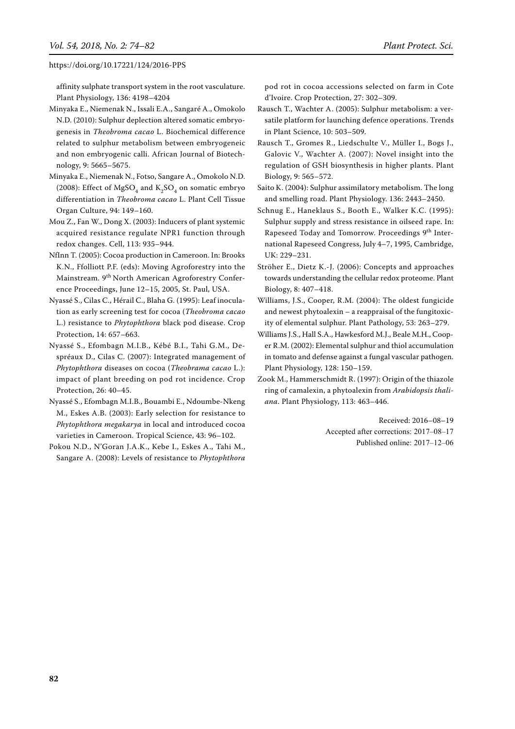affinity sulphate transport system in the root vasculature. Plant Physiology, 136: 4198–4204

Minyaka E., Niemenak N., Issali E.A., Sangaré A., Omokolo N.D. (2010): Sulphur deplection altered somatic embryogenesis in *Theobroma cacao* L. Biochemical difference related to sulphur metabolism between embryogeneic and non embryogenic calli. African Journal of Biotechnology, 9: 5665–5675.

Minyaka E., Niemenak N., Fotso, Sangare A., Omokolo N.D. (2008): Effect of $MgSO_4$ and $K_2SO_4$ on somatic embryo differentiation in *Theobroma cacao* L. Plant Cell Tissue Organ Culture, 94: 149–160.

Mou Z., Fan W., Dong X. (2003): Inducers of plant systemic acquired resistance regulate NPR1 function through redox changes. Cell, 113: 935–944.

NfInn T. (2005): Cocoa production in Cameroon. In: Brooks K.N., Ffolliott P.F. (eds): Moving Agroforestry into the Mainstream. 9th North American Agroforestry Conference Proceedings, June 12–15, 2005, St. Paul, USA.

Nyassé S., Cilas C., Hérail C., Blaha G. (1995): Leaf inoculation as early screening test for cocoa (*Theobroma cacao* L.) resistance to *Phytophthora* black pod disease. Crop Protection, 14: 657–663.

Nyassé S., Efombagn M.I.B., Kébé B.I., Tahi G.M., Despréaux D., Cilas C. (2007): Integrated management of *Phytophthora* diseases on cocoa (*Theobrama cacao* L.): impact of plant breeding on pod rot incidence. Crop Protection, 26: 40–45.

Nyassé S., Efombagn M.I.B., Bouambi E., Ndoumbe-Nkeng M., Eskes A.B. (2003): Early selection for resistance to *Phytophthora megakarya* in local and introduced cocoa varieties in Cameroon. Tropical Science, 43: 96–102.

Pokou N.D., N'Goran J.A.K., Kebe I., Eskes A., Tahi M., Sangare A. (2008): Levels of resistance to *Phytophthora* pod rot in cocoa accessions selected on farm in Cote d'Ivoire. Crop Protection, 27: 302–309.

Rausch T., Wachter A. (2005): Sulphur metabolism: a versatile platform for launching defence operations. Trends in Plant Science, 10: 503–509.

Rausch T., Gromes R., Liedschulte V., Müller I., Bogs J., Galovic V., Wachter A. (2007): Novel insight into the regulation of GSH biosynthesis in higher plants. Plant Biology, 9: 565–572.

Saito K. (2004): Sulphur assimilatory metabolism. The long and smelling road. Plant Physiology. 136: 2443–2450.

Schnug E., Haneklaus S., Booth E., Walker K.C. (1995): Sulphur supply and stress resistance in oilseed rape. In: Rapeseed Today and Tomorrow. Proceedings 9th International Rapeseed Congress, July 4–7, 1995, Cambridge, UK: 229–231.

Ströher E., Dietz K.-J. (2006): Concepts and approaches towards understanding the cellular redox proteome. Plant Biology, 8: 407–418.

Williams, J.S., Cooper, R.M. (2004): The oldest fungicide and newest phytoalexin – a reappraisal of the fungitoxicity of elemental sulphur. Plant Pathology, 53: 263–279.

Williams J.S., Hall S.A., Hawkesford M.J., Beale M.H., Cooper R.M. (2002): Elemental sulphur and thiol accumulation in tomato and defense against a fungal vascular pathogen. Plant Physiology, 128: 150–159.

Zook M., Hammerschmidt R. (1997): Origin of the thiazole ring of camalexin, a phytoalexin from *Arabidopsis thaliana*. Plant Physiology, 113: 463–446.

Received: 2016–08–19
Accepted after corrections: 2017–08–17
Published online: 2017–12–06